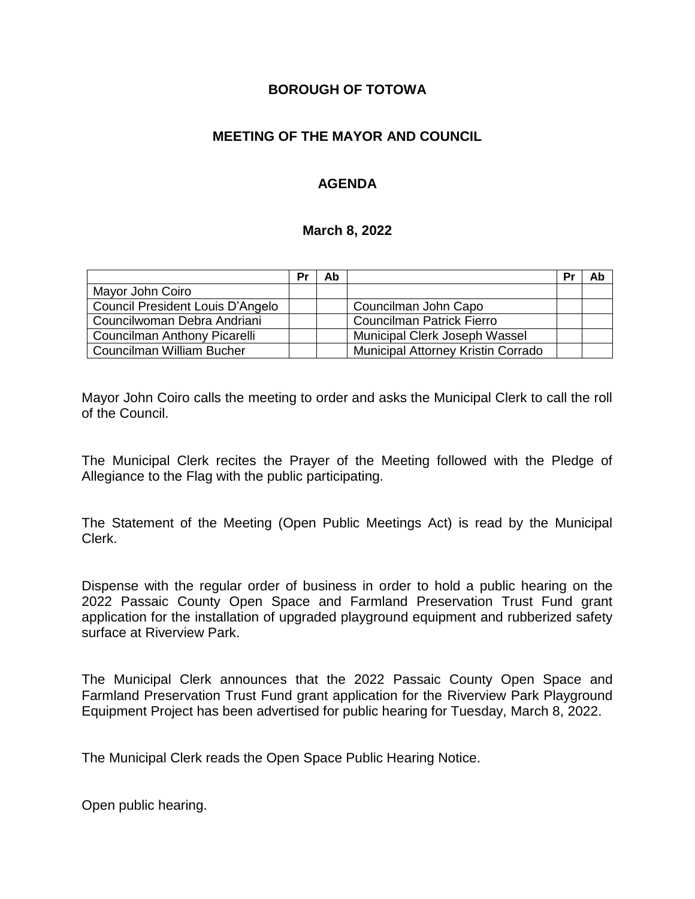**BOROUGH OF TOTOWA**

**MEETING OF THE MAYOR AND COUNCIL**

**AGENDA**

**March 8, 2022**

| | Pr | Ab | | Pr | Ab |
|---|---|---|---|---|---|
| Mayor John Coiro | | | | | |
| Council President Louis D'Angelo | | | Councilman John Capo | | |
| Councilwoman Debra Andriani | | | Councilman Patrick Fierro | | |
| Councilman Anthony Picarelli | | | Municipal Clerk Joseph Wassel | | |
| Councilman William Bucher | | | Municipal Attorney Kristin Corrado | | |

Mayor John Coiro calls the meeting to order and asks the Municipal Clerk to call the roll of the Council.

The Municipal Clerk recites the Prayer of the Meeting followed with the Pledge of Allegiance to the Flag with the public participating.

The Statement of the Meeting (Open Public Meetings Act) is read by the Municipal Clerk.

Dispense with the regular order of business in order to hold a public hearing on the 2022 Passaic County Open Space and Farmland Preservation Trust Fund grant application for the installation of upgraded playground equipment and rubberized safety surface at Riverview Park.

The Municipal Clerk announces that the 2022 Passaic County Open Space and Farmland Preservation Trust Fund grant application for the Riverview Park Playground Equipment Project has been advertised for public hearing for Tuesday, March 8, 2022.

The Municipal Clerk reads the Open Space Public Hearing Notice.

Open public hearing.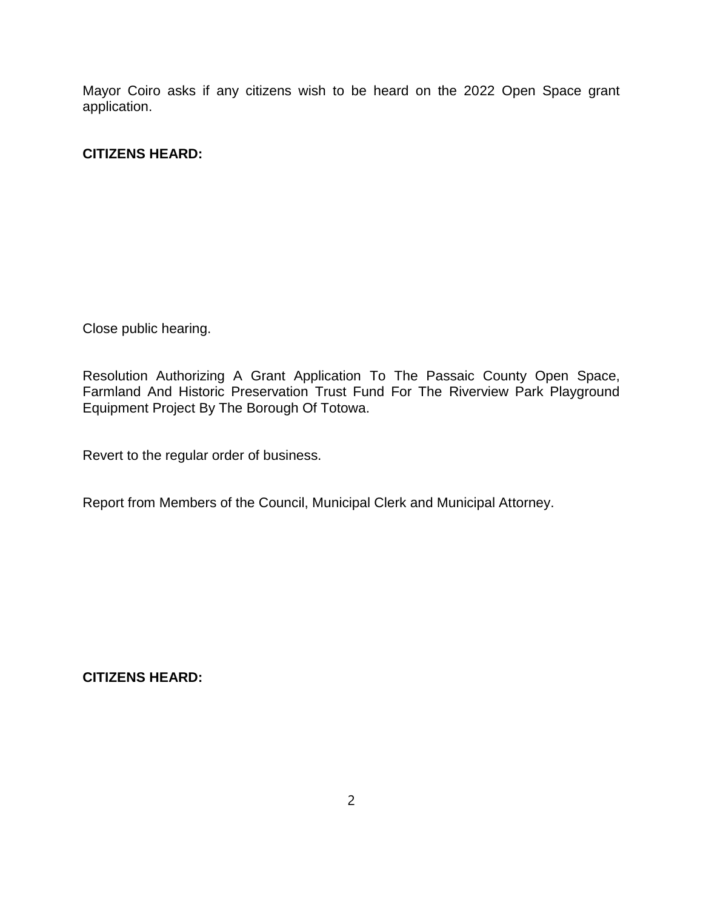Mayor Coiro asks if any citizens wish to be heard on the 2022 Open Space grant application.

**CITIZENS HEARD:**

Close public hearing.

Resolution Authorizing A Grant Application To The Passaic County Open Space, Farmland And Historic Preservation Trust Fund For The Riverview Park Playground Equipment Project By The Borough Of Totowa.

Revert to the regular order of business.

Report from Members of the Council, Municipal Clerk and Municipal Attorney.

**CITIZENS HEARD:**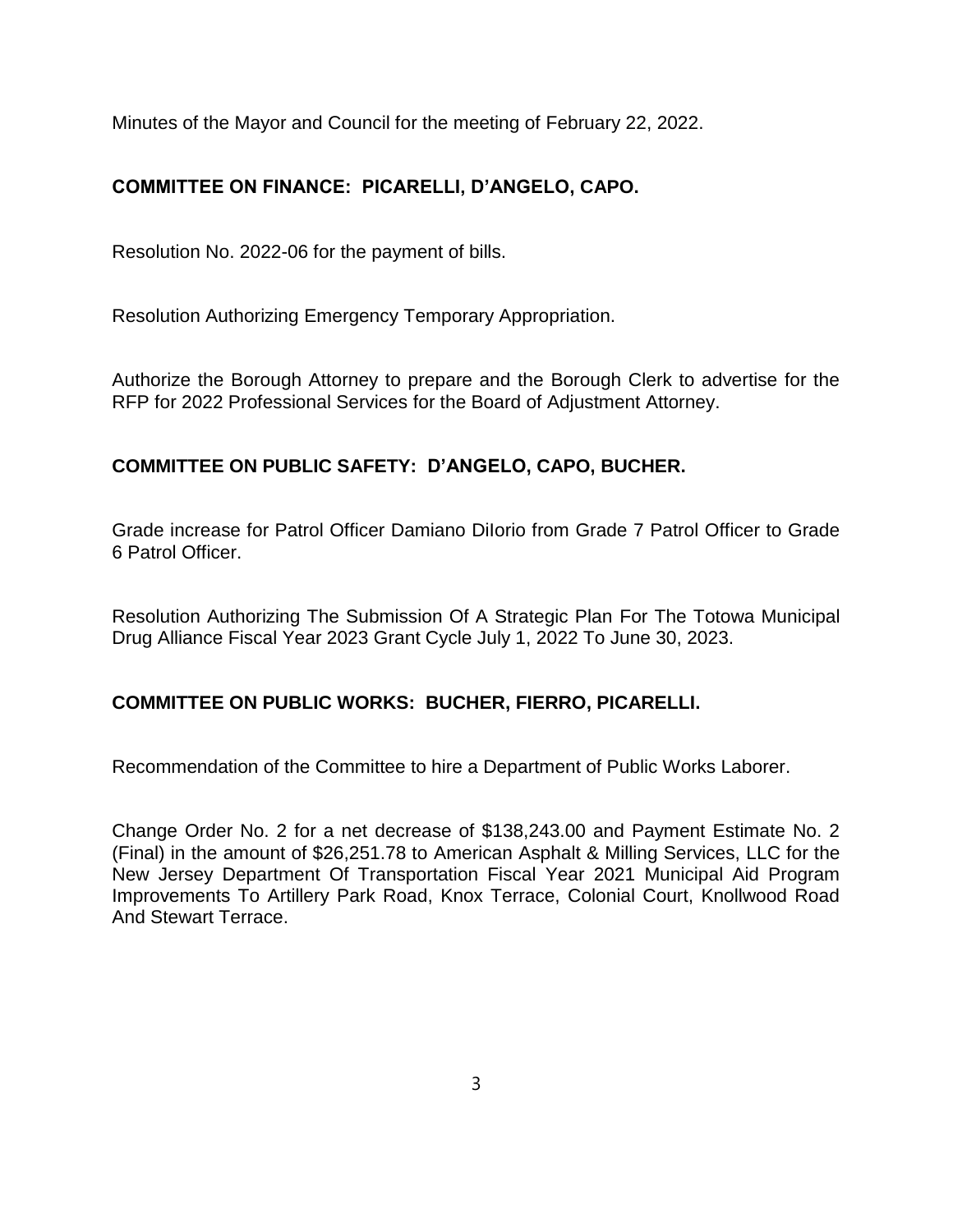Minutes of the Mayor and Council for the meeting of February 22, 2022.

**COMMITTEE ON FINANCE: PICARELLI, D'ANGELO, CAPO.**

Resolution No. 2022-06 for the payment of bills.

Resolution Authorizing Emergency Temporary Appropriation.

Authorize the Borough Attorney to prepare and the Borough Clerk to advertise for the RFP for 2022 Professional Services for the Board of Adjustment Attorney.

**COMMITTEE ON PUBLIC SAFETY: D'ANGELO, CAPO, BUCHER.**

Grade increase for Patrol Officer Damiano DiIorio from Grade 7 Patrol Officer to Grade 6 Patrol Officer.

Resolution Authorizing The Submission Of A Strategic Plan For The Totowa Municipal Drug Alliance Fiscal Year 2023 Grant Cycle July 1, 2022 To June 30, 2023.

**COMMITTEE ON PUBLIC WORKS: BUCHER, FIERRO, PICARELLI.**

Recommendation of the Committee to hire a Department of Public Works Laborer.

Change Order No. 2 for a net decrease of $138,243.00 and Payment Estimate No. 2 (Final) in the amount of $26,251.78 to American Asphalt & Milling Services, LLC for the New Jersey Department Of Transportation Fiscal Year 2021 Municipal Aid Program Improvements To Artillery Park Road, Knox Terrace, Colonial Court, Knollwood Road And Stewart Terrace.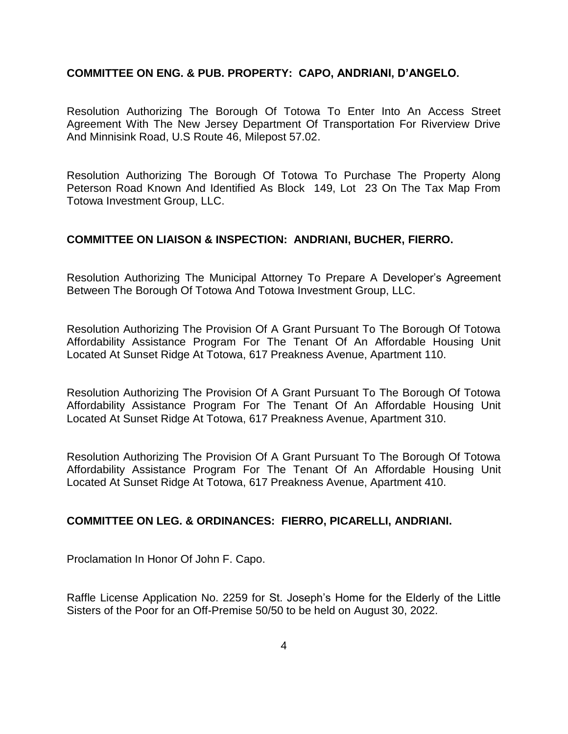**COMMITTEE ON ENG. & PUB. PROPERTY: CAPO, ANDRIANI, D'ANGELO.**

Resolution Authorizing The Borough Of Totowa To Enter Into An Access Street Agreement With The New Jersey Department Of Transportation For Riverview Drive And Minnisink Road, U.S Route 46, Milepost 57.02.

Resolution Authorizing The Borough Of Totowa To Purchase The Property Along Peterson Road Known And Identified As Block 149, Lot 23 On The Tax Map From Totowa Investment Group, LLC.

**COMMITTEE ON LIAISON & INSPECTION: ANDRIANI, BUCHER, FIERRO.**

Resolution Authorizing The Municipal Attorney To Prepare A Developer's Agreement Between The Borough Of Totowa And Totowa Investment Group, LLC.

Resolution Authorizing The Provision Of A Grant Pursuant To The Borough Of Totowa Affordability Assistance Program For The Tenant Of An Affordable Housing Unit Located At Sunset Ridge At Totowa, 617 Preakness Avenue, Apartment 110.

Resolution Authorizing The Provision Of A Grant Pursuant To The Borough Of Totowa Affordability Assistance Program For The Tenant Of An Affordable Housing Unit Located At Sunset Ridge At Totowa, 617 Preakness Avenue, Apartment 310.

Resolution Authorizing The Provision Of A Grant Pursuant To The Borough Of Totowa Affordability Assistance Program For The Tenant Of An Affordable Housing Unit Located At Sunset Ridge At Totowa, 617 Preakness Avenue, Apartment 410.

**COMMITTEE ON LEG. & ORDINANCES: FIERRO, PICARELLI, ANDRIANI.**

Proclamation In Honor Of John F. Capo.

Raffle License Application No. 2259 for St. Joseph's Home for the Elderly of the Little Sisters of the Poor for an Off-Premise 50/50 to be held on August 30, 2022.